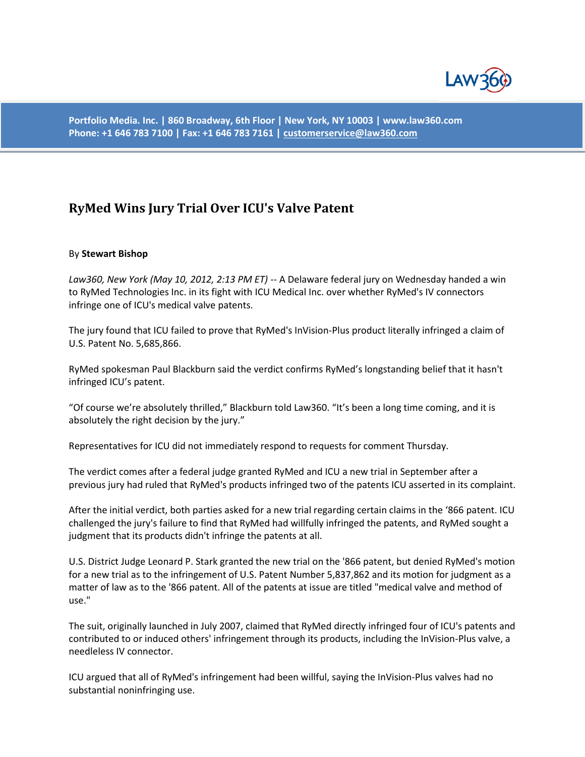Portfolio Media. Inc. | 860 Broadway, 6th Floor | New York, NY 10003 | www.law360.com
Phone: +1 646 783 7100 | Fax: +1 646 783 7161 | customerservice@law360.com

# RyMed Wins Jury Trial Over ICU's Valve Patent

By **Stewart Bishop**

*Law360, New York (May 10, 2012, 2:13 PM ET)* -- A Delaware federal jury on Wednesday handed a win to RyMed Technologies Inc. in its fight with ICU Medical Inc. over whether RyMed's IV connectors infringe one of ICU's medical valve patents.

The jury found that ICU failed to prove that RyMed's InVision-Plus product literally infringed a claim of U.S. Patent No. 5,685,866.

RyMed spokesman Paul Blackburn said the verdict confirms RyMed's longstanding belief that it hasn't infringed ICU's patent.

"Of course we're absolutely thrilled," Blackburn told Law360. "It's been a long time coming, and it is absolutely the right decision by the jury."

Representatives for ICU did not immediately respond to requests for comment Thursday.

The verdict comes after a federal judge granted RyMed and ICU a new trial in September after a previous jury had ruled that RyMed's products infringed two of the patents ICU asserted in its complaint.

After the initial verdict, both parties asked for a new trial regarding certain claims in the '866 patent. ICU challenged the jury's failure to find that RyMed had willfully infringed the patents, and RyMed sought a judgment that its products didn't infringe the patents at all.

U.S. District Judge Leonard P. Stark granted the new trial on the '866 patent, but denied RyMed's motion for a new trial as to the infringement of U.S. Patent Number 5,837,862 and its motion for judgment as a matter of law as to the '866 patent. All of the patents at issue are titled "medical valve and method of use."

The suit, originally launched in July 2007, claimed that RyMed directly infringed four of ICU's patents and contributed to or induced others' infringement through its products, including the InVision-Plus valve, a needleless IV connector.

ICU argued that all of RyMed's infringement had been willful, saying the InVision-Plus valves had no substantial noninfringing use.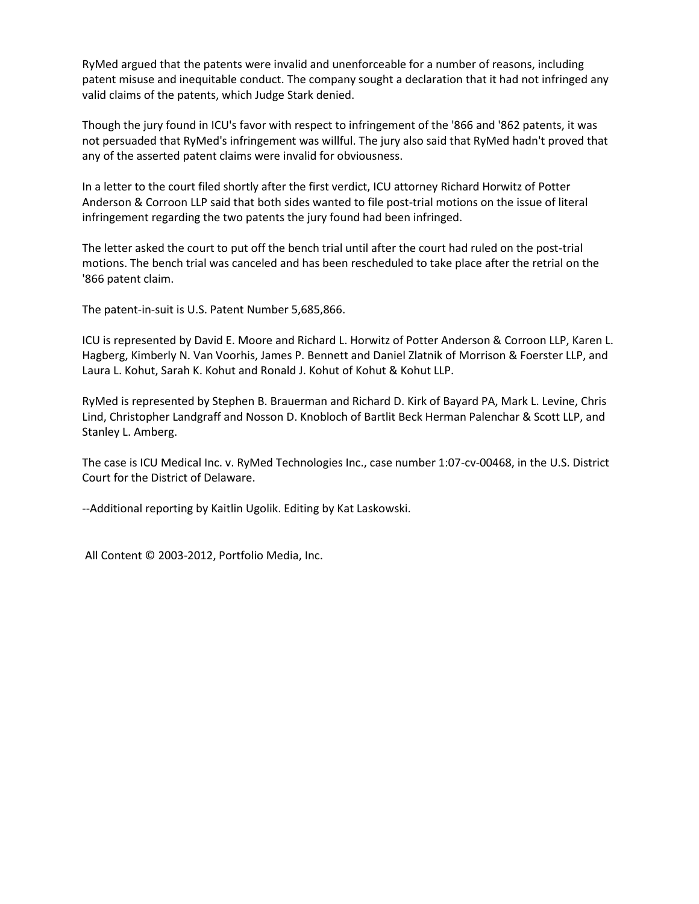RyMed argued that the patents were invalid and unenforceable for a number of reasons, including patent misuse and inequitable conduct. The company sought a declaration that it had not infringed any valid claims of the patents, which Judge Stark denied.

Though the jury found in ICU's favor with respect to infringement of the '866 and '862 patents, it was not persuaded that RyMed's infringement was willful. The jury also said that RyMed hadn't proved that any of the asserted patent claims were invalid for obviousness.

In a letter to the court filed shortly after the first verdict, ICU attorney Richard Horwitz of Potter Anderson & Corroon LLP said that both sides wanted to file post-trial motions on the issue of literal infringement regarding the two patents the jury found had been infringed.

The letter asked the court to put off the bench trial until after the court had ruled on the post-trial motions. The bench trial was canceled and has been rescheduled to take place after the retrial on the '866 patent claim.

The patent-in-suit is U.S. Patent Number 5,685,866.

ICU is represented by David E. Moore and Richard L. Horwitz of Potter Anderson & Corroon LLP, Karen L. Hagberg, Kimberly N. Van Voorhis, James P. Bennett and Daniel Zlatnik of Morrison & Foerster LLP, and Laura L. Kohut, Sarah K. Kohut and Ronald J. Kohut of Kohut & Kohut LLP.

RyMed is represented by Stephen B. Brauerman and Richard D. Kirk of Bayard PA, Mark L. Levine, Chris Lind, Christopher Landgraff and Nosson D. Knobloch of Bartlit Beck Herman Palenchar & Scott LLP, and Stanley L. Amberg.

The case is ICU Medical Inc. v. RyMed Technologies Inc., case number 1:07-cv-00468, in the U.S. District Court for the District of Delaware.

--Additional reporting by Kaitlin Ugolik. Editing by Kat Laskowski.

All Content © 2003-2012, Portfolio Media, Inc.